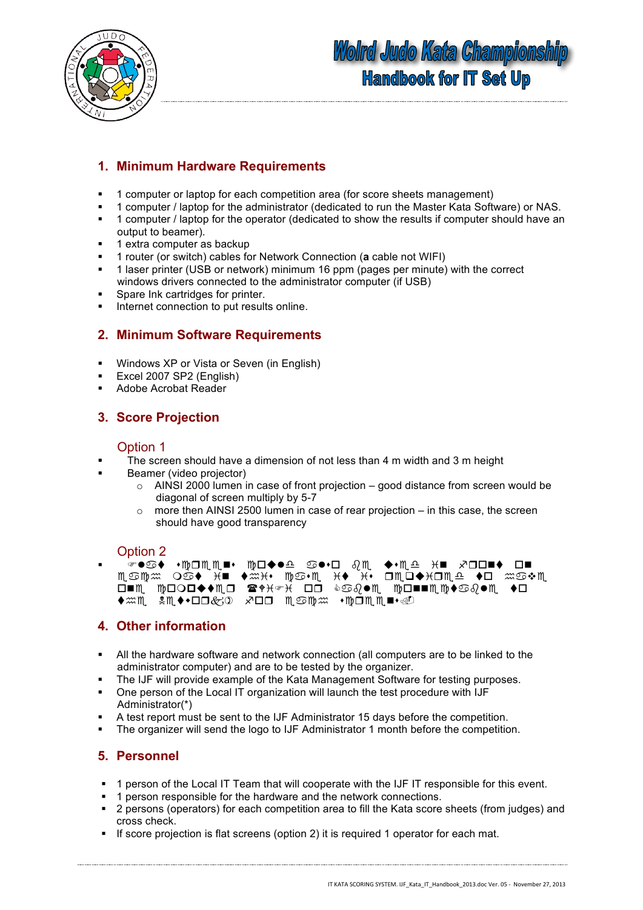# 1. Minimum Hardware Requirements

- 1 computer or laptop for each competition area (for score sheets management)
- 1 computer / laptop for the administrator (dedicated to run the Master Kata Software) or NAS.
- 1 computer / laptop for the operator (dedicated to show the results if computer should have an output to beamer).
- 1 extra computer as backup
- 1 router (or switch) cables for Network Connection (**a** cable not WIFI)
- 1 laser printer (USB or network) minimum 16 ppm (pages per minute) with the correct windows drivers connected to the administrator computer (if USB)
- Spare Ink cartridges for printer.
- Internet connection to put results online.

# 2. Minimum Software Requirements

- Windows XP or Vista or Seven (in English)
- Excel 2007 SP2 (English)
- Adobe Acrobat Reader

# 3. Score Projection

## Option 1

- The screen should have a dimension of not less than 4 m width and 3 m height
- Beamer (video projector)
  - AINSI 2000 lumen in case of front projection – good distance from screen would be diagonal of screen multiply by 5-7
  - more then AINSI 2500 lumen in case of rear projection – in this case, the screen should have good transparency

## Option 2

- Flat screens could be used in front on each mat in this case it is required to have one computer (WiFi) or cable connectable to the Network for each screens.

# 4. Other information

- All the hardware software and network connection (all computers are to be linked to the administrator computer) and are to be tested by the organizer.
- The IJF will provide example of the Kata Management Software for testing purposes.
- One person of the Local IT organization will launch the test procedure with IJF Administrator(*)
- A test report must be sent to the IJF Administrator 15 days before the competition.
- The organizer will send the logo to IJF Administrator 1 month before the competition.

# 5. Personnel

- 1 person of the Local IT Team that will cooperate with the IJF IT responsible for this event.
- 1 person responsible for the hardware and the network connections.
- 2 persons (operators) for each competition area to fill the Kata score sheets (from judges) and cross check.
- If score projection is flat screens (option 2) it is required 1 operator for each mat.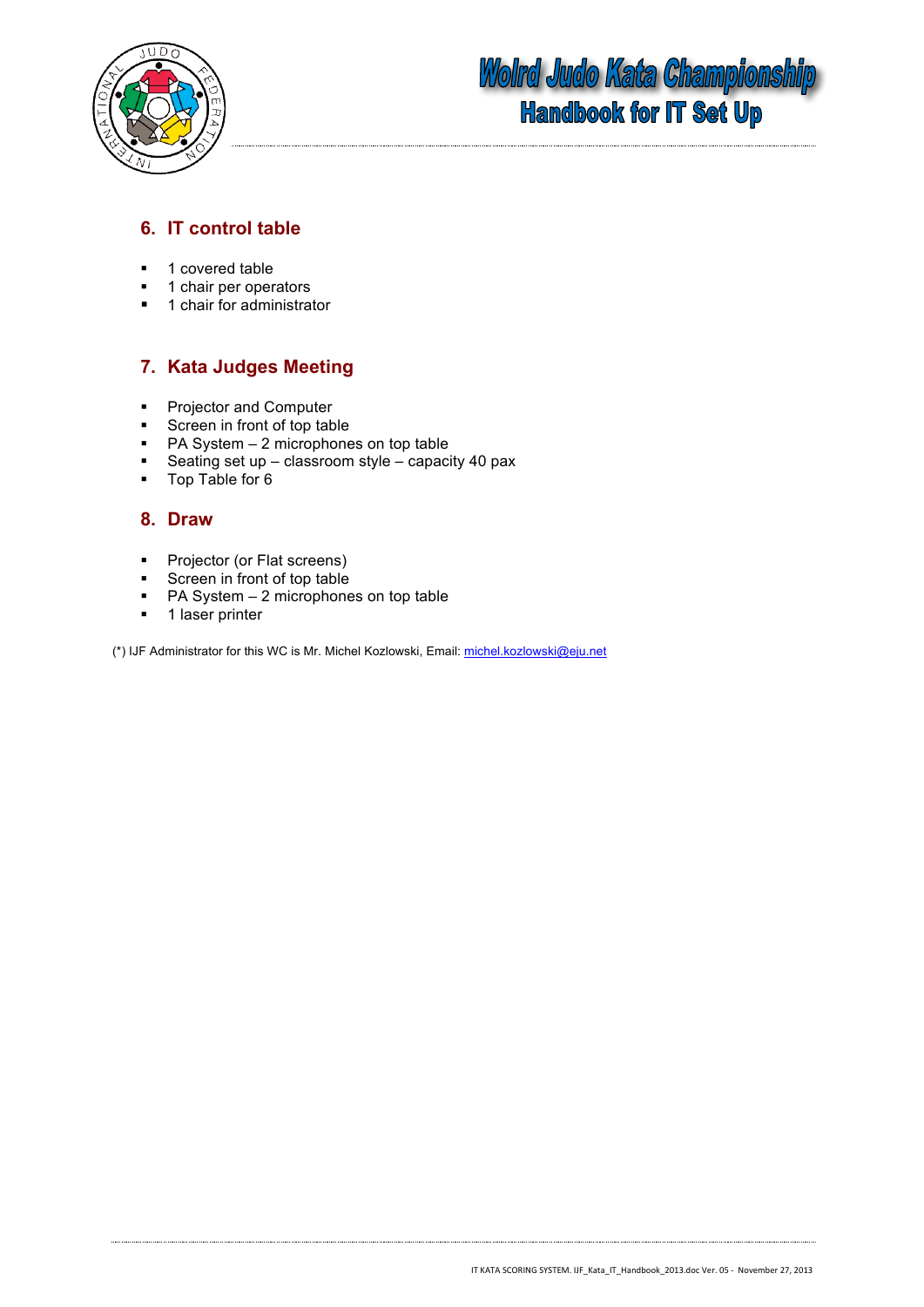## 6. IT control table

- 1 covered table
- 1 chair per operators
- 1 chair for administrator

## 7. Kata Judges Meeting

- Projector and Computer
- Screen in front of top table
- PA System – 2 microphones on top table
- Seating set up – classroom style – capacity 40 pax
- Top Table for 6

## 8. Draw

- Projector (or Flat screens)
- Screen in front of top table
- PA System – 2 microphones on top table
- 1 laser printer

(*) IJF Administrator for this WC is Mr. Michel Kozlowski, Email: michel.kozlowski@eju.net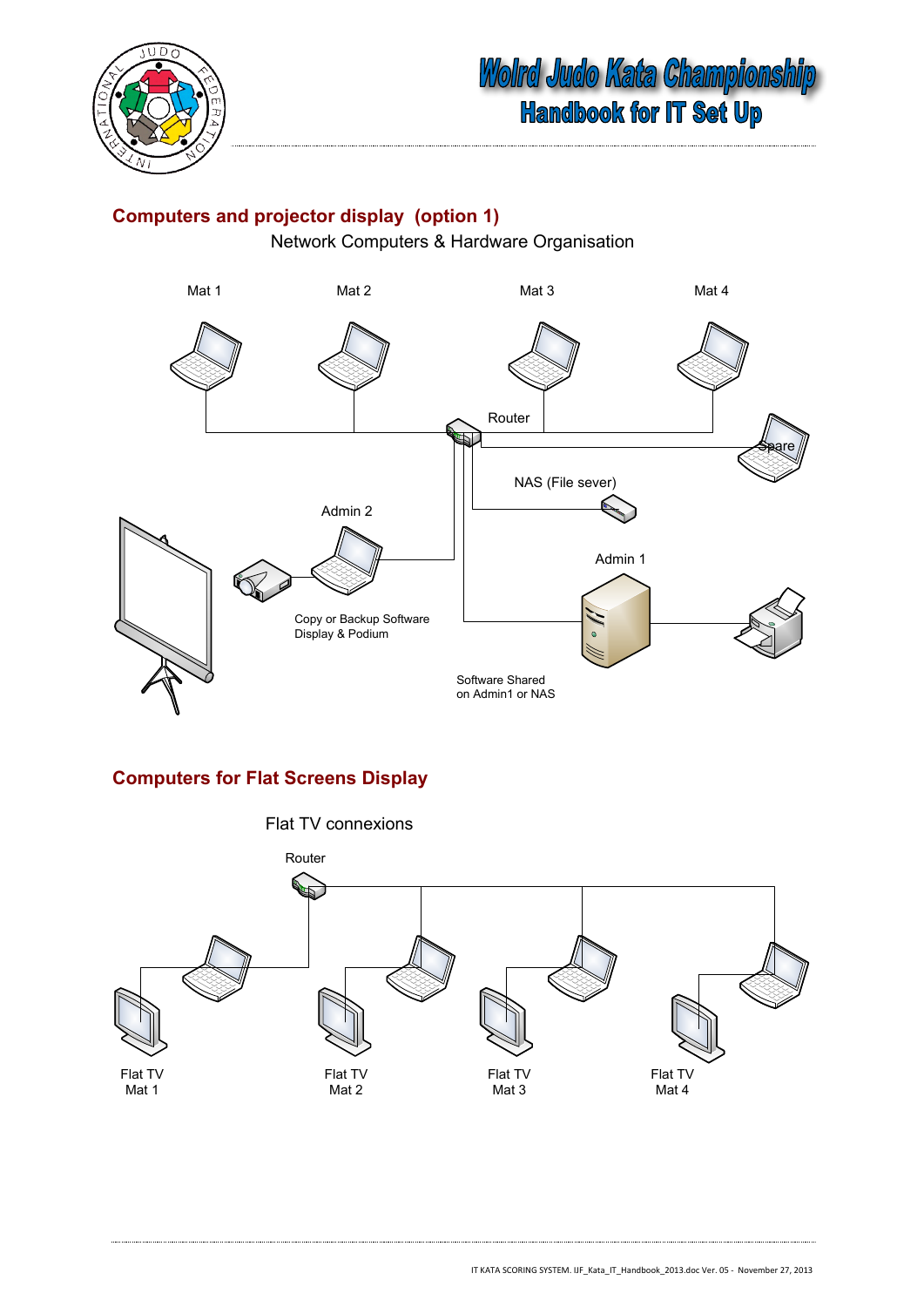## Computers and projector display (option 1)

Network Computers & Hardware Organisation

Mat 1

Mat 2

Mat 3

Mat 4

Router

Spare

NAS (File sever)

Admin 2

Admin 1

Copy or Backup Software
Display & Podium

Software Shared
on Admin1 or NAS

## Computers for Flat Screens Display

Flat TV connexions

Router

Flat TV
Mat 1

Flat TV
Mat 2

Flat TV
Mat 3

Flat TV
Mat 4